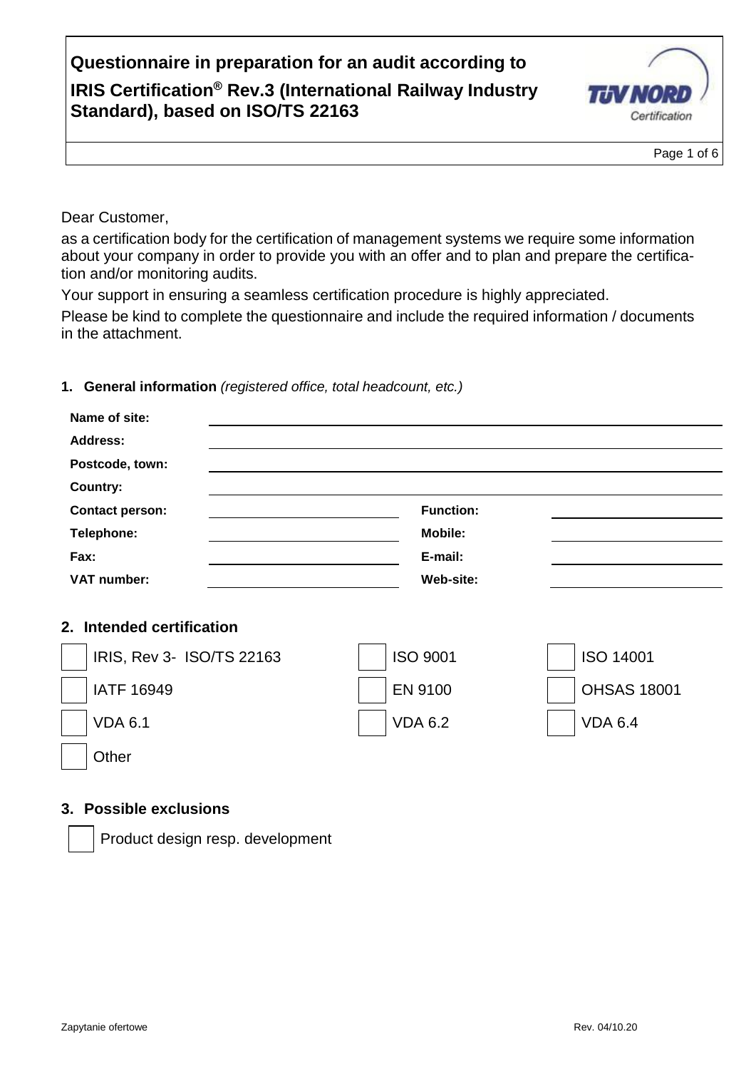# Questionnaire in preparation for an audit according to IRIS Certification® Rev.3 (International Railway Industry Standard), based on ISO/TS 22163

Dear Customer,

as a certification body for the certification of management systems we require some information about your company in order to provide you with an offer and to plan and prepare the certification and/or monitoring audits.

Your support in ensuring a seamless certification procedure is highly appreciated.

Please be kind to complete the questionnaire and include the required information / documents in the attachment.

## 1. General information *(registered office, total headcount, etc.)*

| | | | |
|---|---|---|---|
| **Name of site:** | | | |
| **Address:** | | | |
| **Postcode, town:** | | | |
| **Country:** | | | |
| **Contact person:** | | **Function:** | |
| **Telephone:** | | **Mobile:** | |
| **Fax:** | | **E-mail:** | |
| **VAT number:** | | **Web-site:** | |

## 2. Intended certification

- [ ] IRIS, Rev 3- ISO/TS 22163
- [ ] ISO 9001
- [ ] ISO 14001
- [ ] IATF 16949
- [ ] EN 9100
- [ ] OHSAS 18001
- [ ] VDA 6.1
- [ ] VDA 6.2
- [ ] VDA 6.4
- [ ] Other

## 3. Possible exclusions

- [ ] Product design resp. development

Zapytanie ofertowe Rev. 04/10.20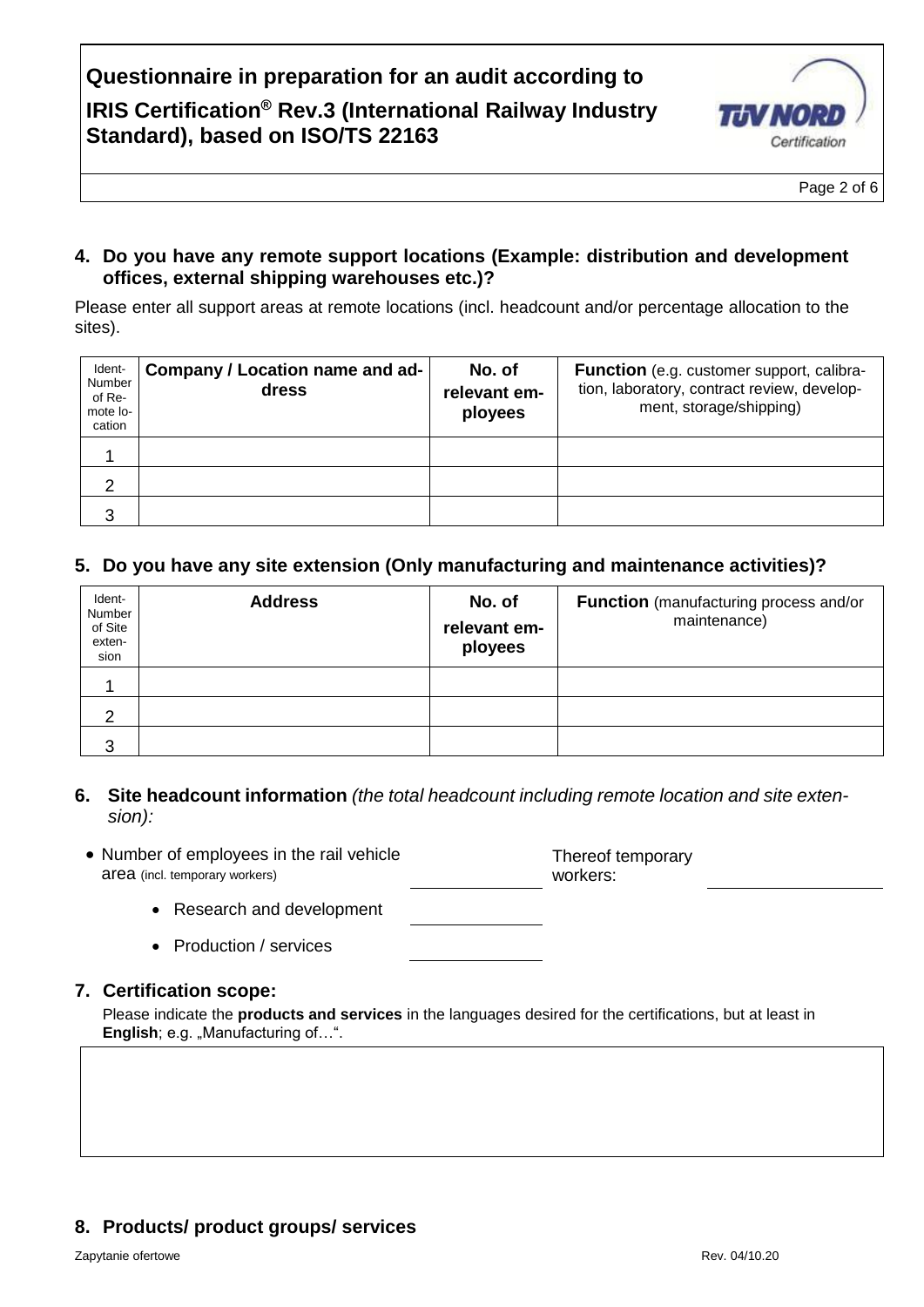## 4. Do you have any remote support locations (Example: distribution and development offices, external shipping warehouses etc.)?

Please enter all support areas at remote locations (incl. headcount and/or percentage allocation to the sites).

| Ident-Number of Remote location | Company / Location name and address | No. of relevant employees | **Function** (e.g. customer support, calibration, laboratory, contract review, development, storage/shipping) |
|---|---|---|---|
| 1 | | | |
| 2 | | | |
| 3 | | | |

## 5. Do you have any site extension (Only manufacturing and maintenance activities)?

| Ident-Number of Site extension | Address | No. of relevant employees | **Function** (manufacturing process and/or maintenance) |
|---|---|---|---|
| 1 | | | |
| 2 | | | |
| 3 | | | |

## 6. Site headcount information *(the total headcount including remote location and site extension):*

- Number of employees in the rail vehicle area (incl. temporary workers) \_\_\_\_\_\_\_\_\_\_ Thereof temporary workers: \_\_\_\_\_\_\_\_\_\_
  - Research and development \_\_\_\_\_\_\_\_\_\_
  - Production / services \_\_\_\_\_\_\_\_\_\_

## 7. Certification scope:

Please indicate the **products and services** in the languages desired for the certifications, but at least in **English**; e.g. „Manufacturing of…".

| |
|---|
| |

## 8. Products/ product groups/ services

Zapytanie ofertowe

Rev. 04/10.20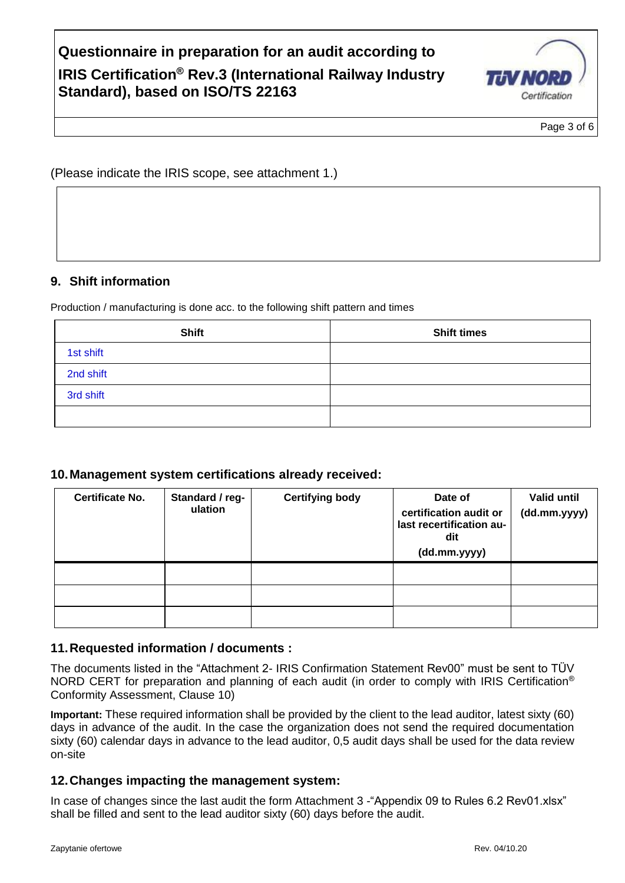(Please indicate the IRIS scope, see attachment 1.)

| |
|---|
| |

## 9. Shift information

Production / manufacturing is done acc. to the following shift pattern and times

| Shift | Shift times |
|---|---|
| 1st shift | |
| 2nd shift | |
| 3rd shift | |
| | |

## 10. Management system certifications already received:

| Certificate No. | Standard / regulation | Certifying body | Date of certification audit or last recertification audit (dd.mm.yyyy) | Valid until (dd.mm.yyyy) |
|---|---|---|---|---|
| | | | | |
| | | | | |
| | | | | |

## 11. Requested information / documents :

The documents listed in the "Attachment 2- IRIS Confirmation Statement Rev00" must be sent to TÜV NORD CERT for preparation and planning of each audit (in order to comply with IRIS Certification® Conformity Assessment, Clause 10)

**Important:** These required information shall be provided by the client to the lead auditor, latest sixty (60) days in advance of the audit. In the case the organization does not send the required documentation sixty (60) calendar days in advance to the lead auditor, 0,5 audit days shall be used for the data review on-site

## 12. Changes impacting the management system:

In case of changes since the last audit the form Attachment 3 -"Appendix 09 to Rules 6.2 Rev01.xlsx" shall be filled and sent to the lead auditor sixty (60) days before the audit.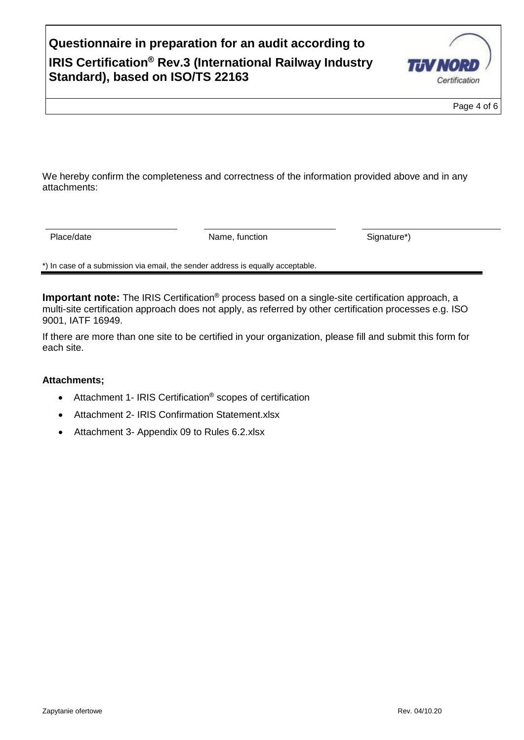We hereby confirm the completeness and correctness of the information provided above and in any attachments:

| Place/date | Name, function | Signature*) |
|---|---|---|

*) In case of a submission via email, the sender address is equally acceptable.

**Important note:** The IRIS Certification® process based on a single-site certification approach, a multi-site certification approach does not apply, as referred by other certification processes e.g. ISO 9001, IATF 16949.

If there are more than one site to be certified in your organization, please fill and submit this form for each site.

**Attachments;**

- Attachment 1- IRIS Certification® scopes of certification
- Attachment 2- IRIS Confirmation Statement.xlsx
- Attachment 3- Appendix 09 to Rules 6.2.xlsx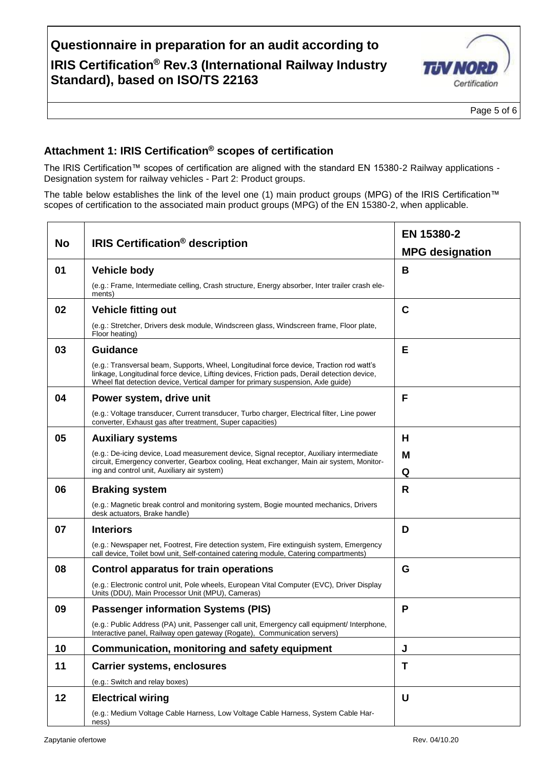## Attachment 1: IRIS Certification® scopes of certification

The IRIS Certification™ scopes of certification are aligned with the standard EN 15380-2 Railway applications - Designation system for railway vehicles - Part 2: Product groups.

The table below establishes the link of the level one (1) main product groups (MPG) of the IRIS Certification™ scopes of certification to the associated main product groups (MPG) of the EN 15380-2, when applicable.

| No | IRIS Certification® description | EN 15380-2 MPG designation |
| --- | --- | --- |
| 01 | **Vehicle body**<br>(e.g.: Frame, Intermediate celling, Crash structure, Energy absorber, Inter trailer crash elements) | B |
| 02 | **Vehicle fitting out**<br>(e.g.: Stretcher, Drivers desk module, Windscreen glass, Windscreen frame, Floor plate, Floor heating) | C |
| 03 | **Guidance**<br>(e.g.: Transversal beam, Supports, Wheel, Longitudinal force device, Traction rod watt's linkage, Longitudinal force device, Lifting devices, Friction pads, Derail detection device, Wheel flat detection device, Vertical damper for primary suspension, Axle guide) | E |
| 04 | **Power system, drive unit**<br>(e.g.: Voltage transducer, Current transducer, Turbo charger, Electrical filter, Line power converter, Exhaust gas after treatment, Super capacities) | F |
| 05 | **Auxiliary systems**<br>(e.g.: De-icing device, Load measurement device, Signal receptor, Auxiliary intermediate circuit, Emergency converter, Gearbox cooling, Heat exchanger, Main air system, Monitoring and control unit, Auxiliary air system) | H<br>M<br>Q |
| 06 | **Braking system**<br>(e.g.: Magnetic break control and monitoring system, Bogie mounted mechanics, Drivers desk actuators, Brake handle) | R |
| 07 | **Interiors**<br>(e.g.: Newspaper net, Footrest, Fire detection system, Fire extinguish system, Emergency call device, Toilet bowl unit, Self-contained catering module, Catering compartments) | D |
| 08 | **Control apparatus for train operations**<br>(e.g.: Electronic control unit, Pole wheels, European Vital Computer (EVC), Driver Display Units (DDU), Main Processor Unit (MPU), Cameras) | G |
| 09 | **Passenger information Systems (PIS)**<br>(e.g.: Public Address (PA) unit, Passenger call unit, Emergency call equipment/ Interphone, Interactive panel, Railway open gateway (Rogate), Communication servers) | P |
| 10 | **Communication, monitoring and safety equipment** | J |
| 11 | **Carrier systems, enclosures**<br>(e.g.: Switch and relay boxes) | T |
| 12 | **Electrical wiring**<br>(e.g.: Medium Voltage Cable Harness, Low Voltage Cable Harness, System Cable Harness) | U |

Zapytanie ofertowe

Rev. 04/10.20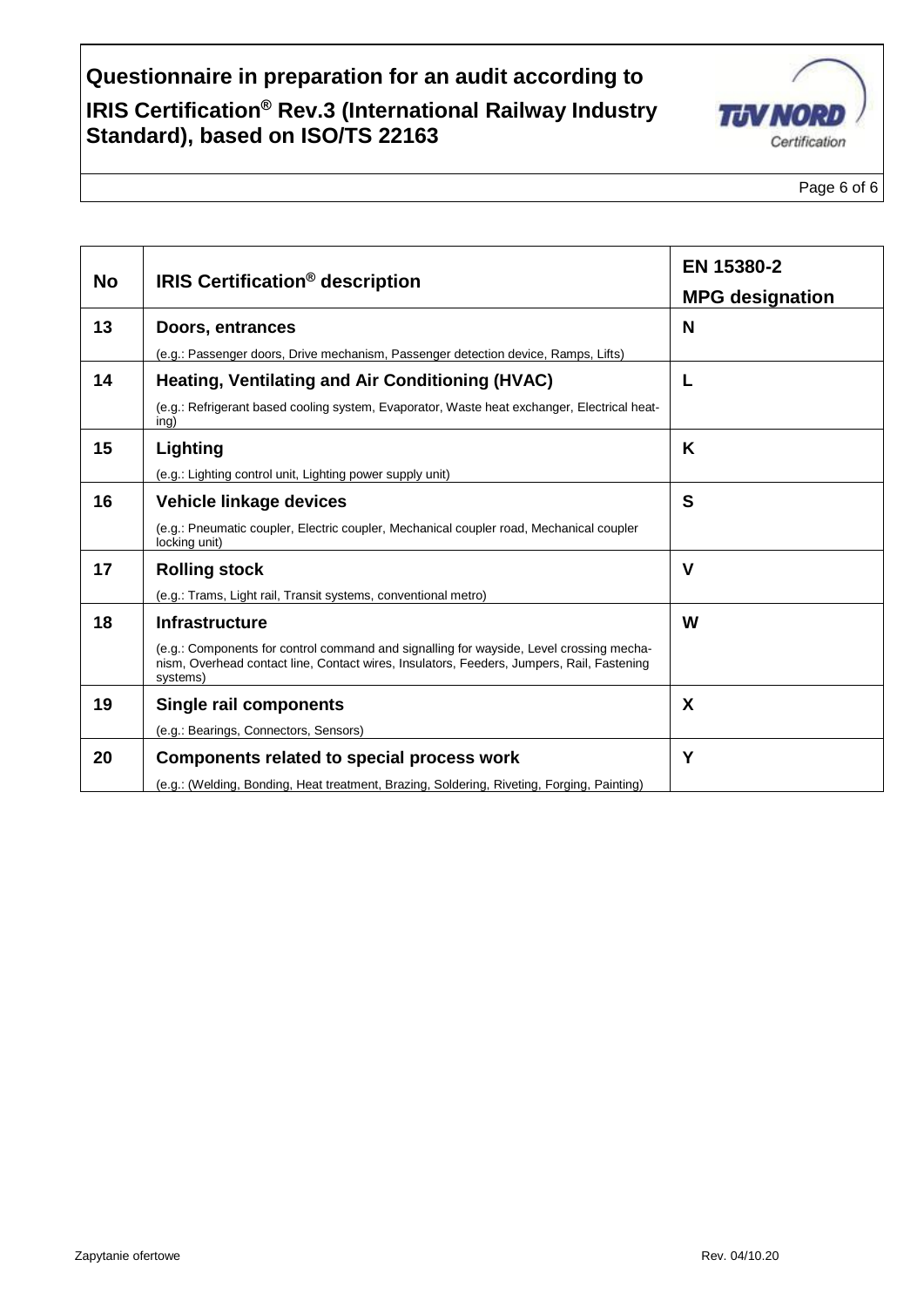| No | IRIS Certification® description | EN 15380-2 MPG designation |
|---|---|---|
| 13 | **Doors, entrances**<br>(e.g.: Passenger doors, Drive mechanism, Passenger detection device, Ramps, Lifts) | N |
| 14 | **Heating, Ventilating and Air Conditioning (HVAC)**<br>(e.g.: Refrigerant based cooling system, Evaporator, Waste heat exchanger, Electrical heating) | L |
| 15 | **Lighting**<br>(e.g.: Lighting control unit, Lighting power supply unit) | K |
| 16 | **Vehicle linkage devices**<br>(e.g.: Pneumatic coupler, Electric coupler, Mechanical coupler road, Mechanical coupler locking unit) | S |
| 17 | **Rolling stock**<br>(e.g.: Trams, Light rail, Transit systems, conventional metro) | V |
| 18 | **Infrastructure**<br>(e.g.: Components for control command and signalling for wayside, Level crossing mechanism, Overhead contact line, Contact wires, Insulators, Feeders, Jumpers, Rail, Fastening systems) | W |
| 19 | **Single rail components**<br>(e.g.: Bearings, Connectors, Sensors) | X |
| 20 | **Components related to special process work**<br>(e.g.: (Welding, Bonding, Heat treatment, Brazing, Soldering, Riveting, Forging, Painting) | Y |